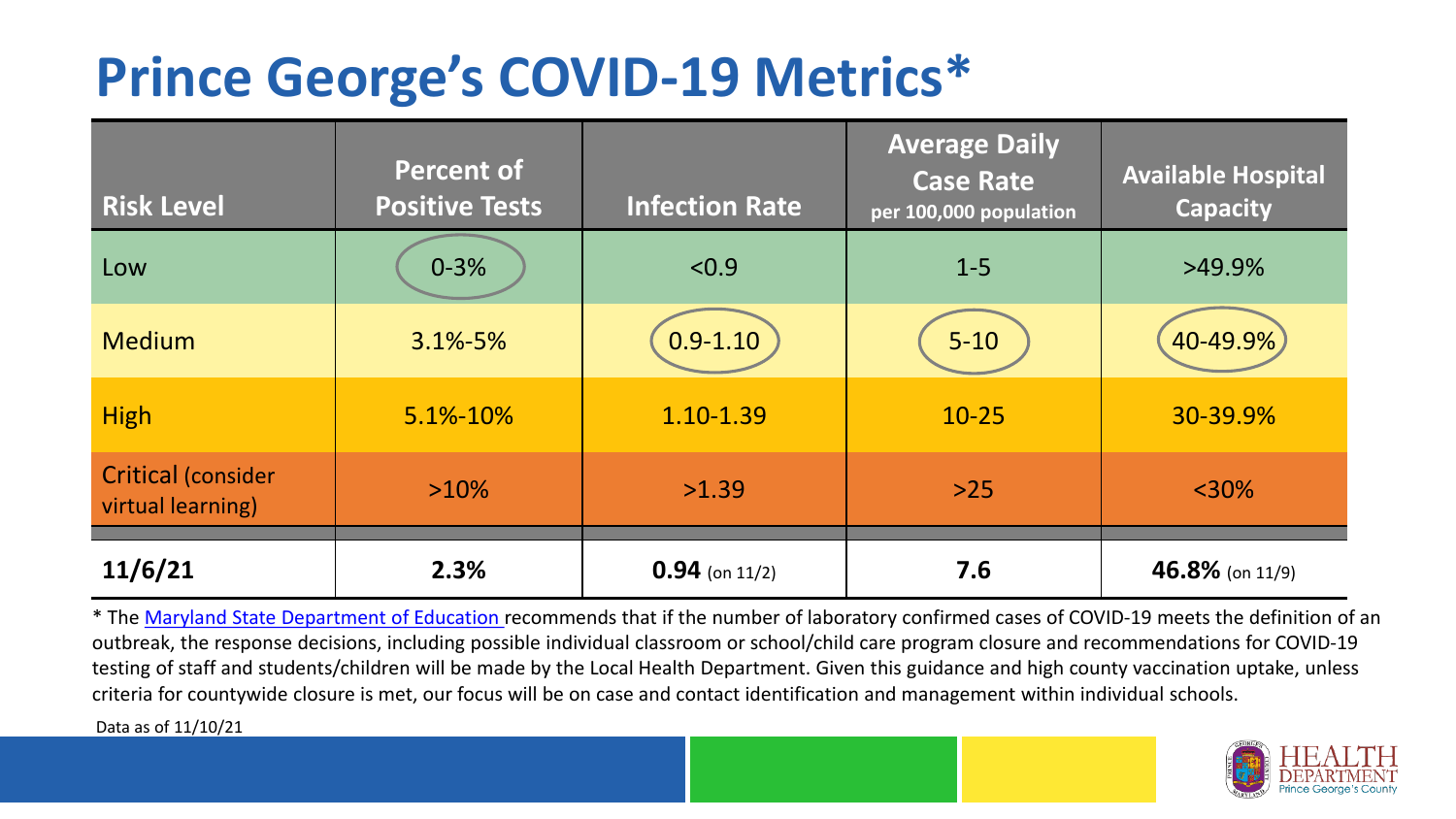# Prince George's COVID-19 Metrics*

| Risk Level | Percent of Positive Tests | Infection Rate | Average Daily Case Rate per 100,000 population | Available Hospital Capacity |
|---|---|---|---|---|
| Low | 0-3% | <0.9 | 1-5 | >49.9% |
| Medium | 3.1%-5% | 0.9-1.10 | 5-10 | 40-49.9% |
| High | 5.1%-10% | 1.10-1.39 | 10-25 | 30-39.9% |
| Critical (consider virtual learning) | >10% | >1.39 | >25 | <30% |
| **11/6/21** | **2.3%** | **0.94** (on 11/2) | **7.6** | **46.8%** (on 11/9) |

* The Maryland State Department of Education recommends that if the number of laboratory confirmed cases of COVID-19 meets the definition of an outbreak, the response decisions, including possible individual classroom or school/child care program closure and recommendations for COVID-19 testing of staff and students/children will be made by the Local Health Department. Given this guidance and high county vaccination uptake, unless criteria for countywide closure is met, our focus will be on case and contact identification and management within individual schools.

Data as of 11/10/21

HEALTH DEPARTMENT Prince George's County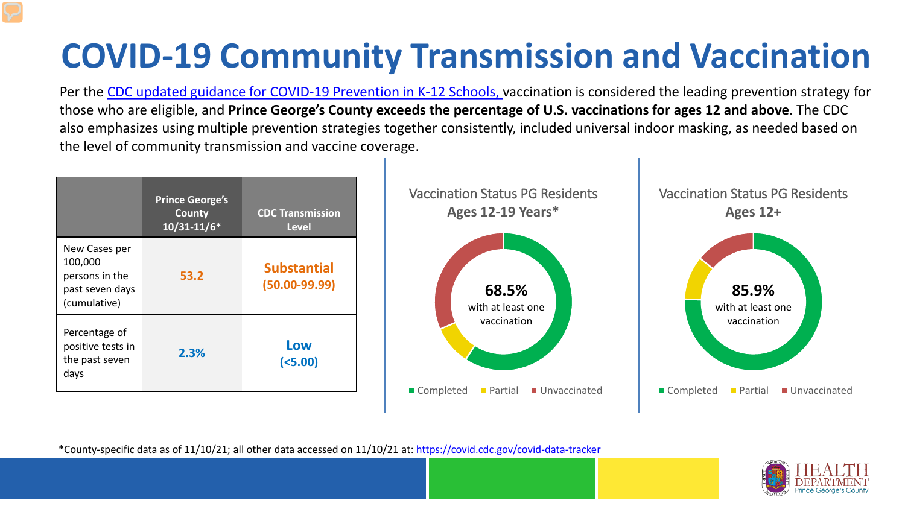# COVID-19 Community Transmission and Vaccination

Per the CDC updated guidance for COVID-19 Prevention in K-12 Schools, vaccination is considered the leading prevention strategy for those who are eligible, and **Prince George's County exceeds the percentage of U.S. vaccinations for ages 12 and above**. The CDC also emphasizes using multiple prevention strategies together consistently, included universal indoor masking, as needed based on the level of community transmission and vaccine coverage.

| | Prince George's County 10/31-11/6* | CDC Transmission Level |
|---|---|---|
| New Cases per 100,000 persons in the past seven days (cumulative) | 53.2 | Substantial (50.00-99.99) |
| Percentage of positive tests in the past seven days | 2.3% | Low (<5.00) |

Vaccination Status PG Residents **Ages 12-19 Years***

**68.5%** with at least one vaccination

Completed · Partial · Unvaccinated

Vaccination Status PG Residents **Ages 12+**

**85.9%** with at least one vaccination

Completed · Partial · Unvaccinated

*County-specific data as of 11/10/21; all other data accessed on 11/10/21 at: https://covid.cdc.gov/covid-data-tracker

HEALTH DEPARTMENT Prince George's County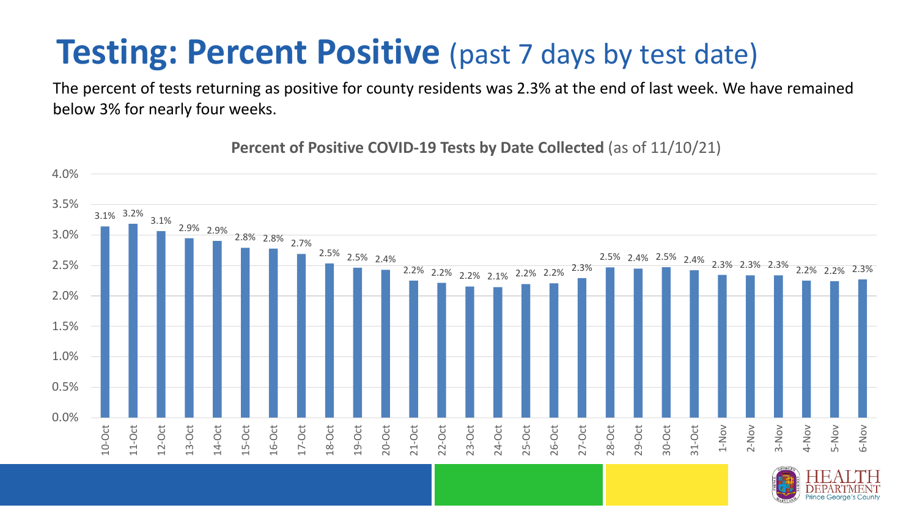# Testing: Percent Positive (past 7 days by test date)

The percent of tests returning as positive for county residents was 2.3% at the end of last week. We have remained below 3% for nearly four weeks.

**Percent of Positive COVID-19 Tests by Date Collected** (as of 11/10/21)

| Date | Percent Positive |
|---|---|
| 10-Oct | 3.1% |
| 11-Oct | 3.2% |
| 12-Oct | 3.1% |
| 13-Oct | 2.9% |
| 14-Oct | 2.9% |
| 15-Oct | 2.8% |
| 16-Oct | 2.8% |
| 17-Oct | 2.7% |
| 18-Oct | 2.5% |
| 19-Oct | 2.5% |
| 20-Oct | 2.4% |
| 21-Oct | 2.2% |
| 22-Oct | 2.2% |
| 23-Oct | 2.2% |
| 24-Oct | 2.1% |
| 25-Oct | 2.2% |
| 26-Oct | 2.2% |
| 27-Oct | 2.3% |
| 28-Oct | 2.5% |
| 29-Oct | 2.4% |
| 30-Oct | 2.5% |
| 31-Oct | 2.4% |
| 1-Nov | 2.3% |
| 2-Nov | 2.3% |
| 3-Nov | 2.3% |
| 4-Nov | 2.2% |
| 5-Nov | 2.2% |
| 6-Nov | 2.3% |

HEALTH DEPARTMENT Prince George's County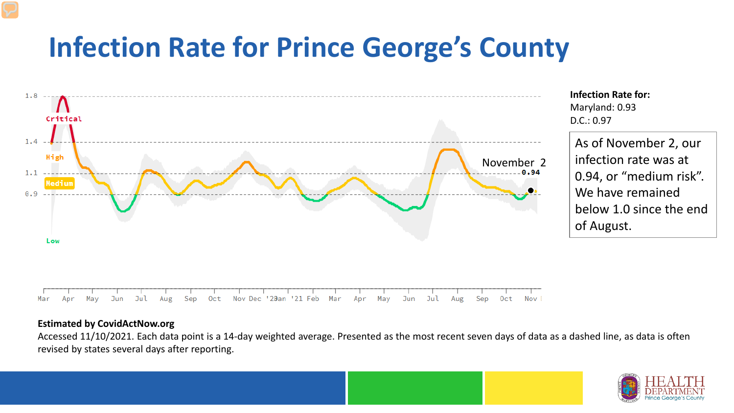# Infection Rate for Prince George's County

**Infection Rate for:**
Maryland: 0.93
D.C.: 0.97

As of November 2, our infection rate was at 0.94, or "medium risk". We have remained below 1.0 since the end of August.

**Estimated by CovidActNow.org**

Accessed 11/10/2021. Each data point is a 14-day weighted average. Presented as the most recent seven days of data as a dashed line, as data is often revised by states several days after reporting.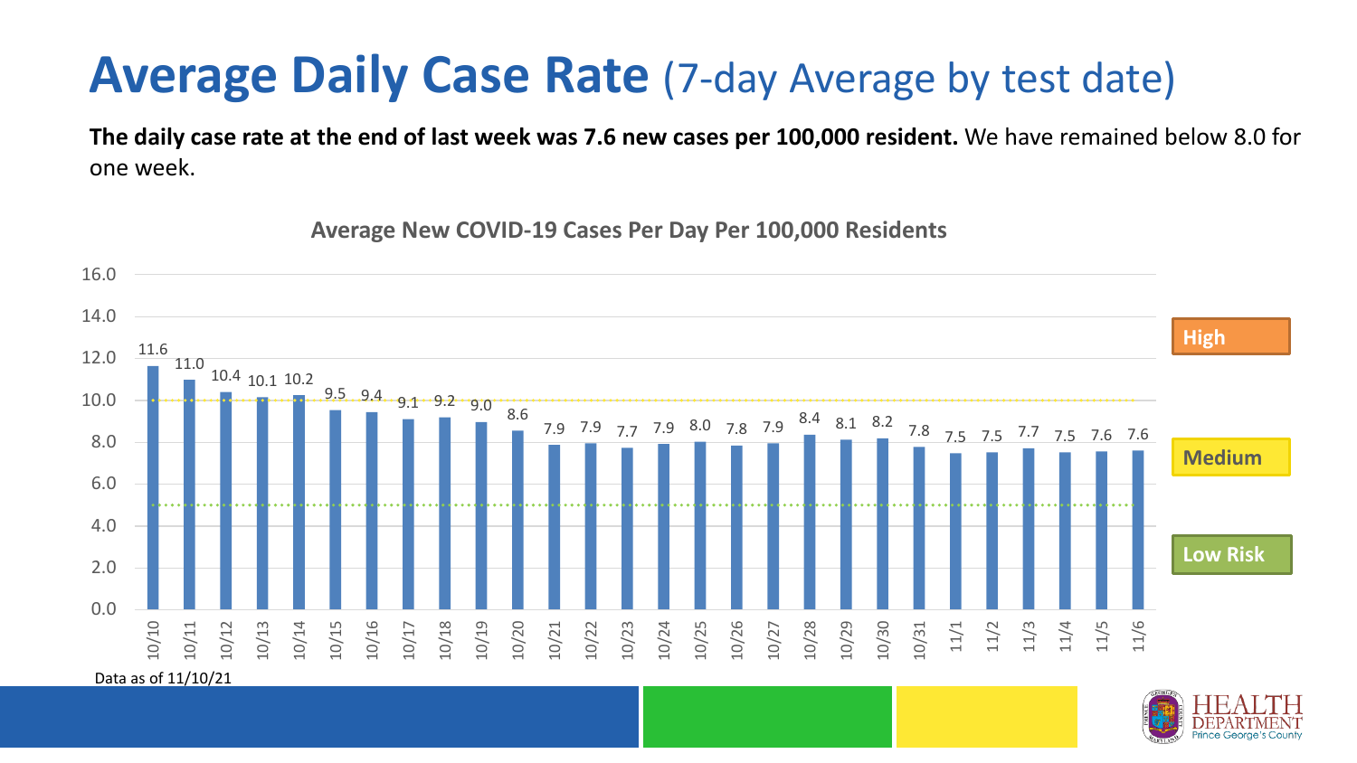# Average Daily Case Rate (7-day Average by test date)

**The daily case rate at the end of last week was 7.6 new cases per 100,000 resident.** We have remained below 8.0 for one week.

**Average New COVID-19 Cases Per Day Per 100,000 Residents**

| Date | Cases per 100,000 |
|---|---|
| 10/10 | 11.6 |
| 10/11 | 11.0 |
| 10/12 | 10.4 |
| 10/13 | 10.1 |
| 10/14 | 10.2 |
| 10/15 | 9.5 |
| 10/16 | 9.4 |
| 10/17 | 9.1 |
| 10/18 | 9.2 |
| 10/19 | 9.0 |
| 10/20 | 8.6 |
| 10/21 | 7.9 |
| 10/22 | 7.9 |
| 10/23 | 7.7 |
| 10/24 | 7.9 |
| 10/25 | 8.0 |
| 10/26 | 7.8 |
| 10/27 | 7.9 |
| 10/28 | 8.4 |
| 10/29 | 8.1 |
| 10/30 | 8.2 |
| 10/31 | 7.8 |
| 11/1 | 7.5 |
| 11/2 | 7.5 |
| 11/3 | 7.7 |
| 11/4 | 7.5 |
| 11/5 | 7.6 |
| 11/6 | 7.6 |

High

Medium

Low Risk

Data as of 11/10/21

HEALTH DEPARTMENT Prince George's County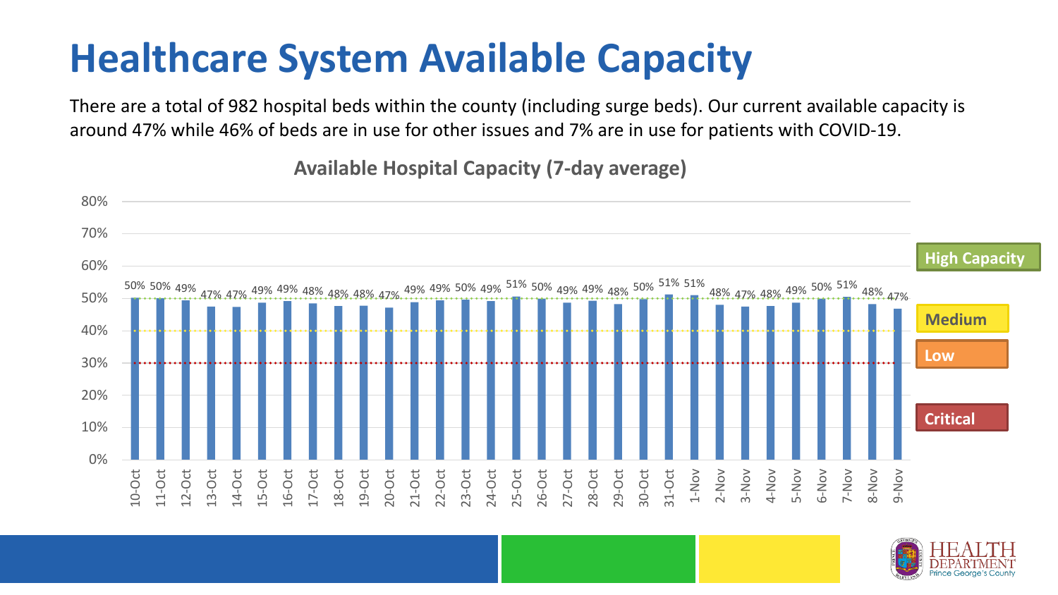# Healthcare System Available Capacity

There are a total of 982 hospital beds within the county (including surge beds). Our current available capacity is around 47% while 46% of beds are in use for other issues and 7% are in use for patients with COVID-19.

Available Hospital Capacity (7-day average)

80%
70%
60%
50%
40%
30%
20%
10%
0%

50% 50% 49% 47% 47% 49% 49% 48% 48% 48% 47% 49% 49% 50% 49% 51% 50% 49% 49% 48% 50% 51% 51% 48% 47% 48% 49% 50% 51% 48% 47%

10-Oct 11-Oct 12-Oct 13-Oct 14-Oct 15-Oct 16-Oct 17-Oct 18-Oct 19-Oct 20-Oct 21-Oct 22-Oct 23-Oct 24-Oct 25-Oct 26-Oct 27-Oct 28-Oct 29-Oct 30-Oct 31-Oct 1-Nov 2-Nov 3-Nov 4-Nov 5-Nov 6-Nov 7-Nov 8-Nov 9-Nov

High Capacity
Medium
Low
Critical